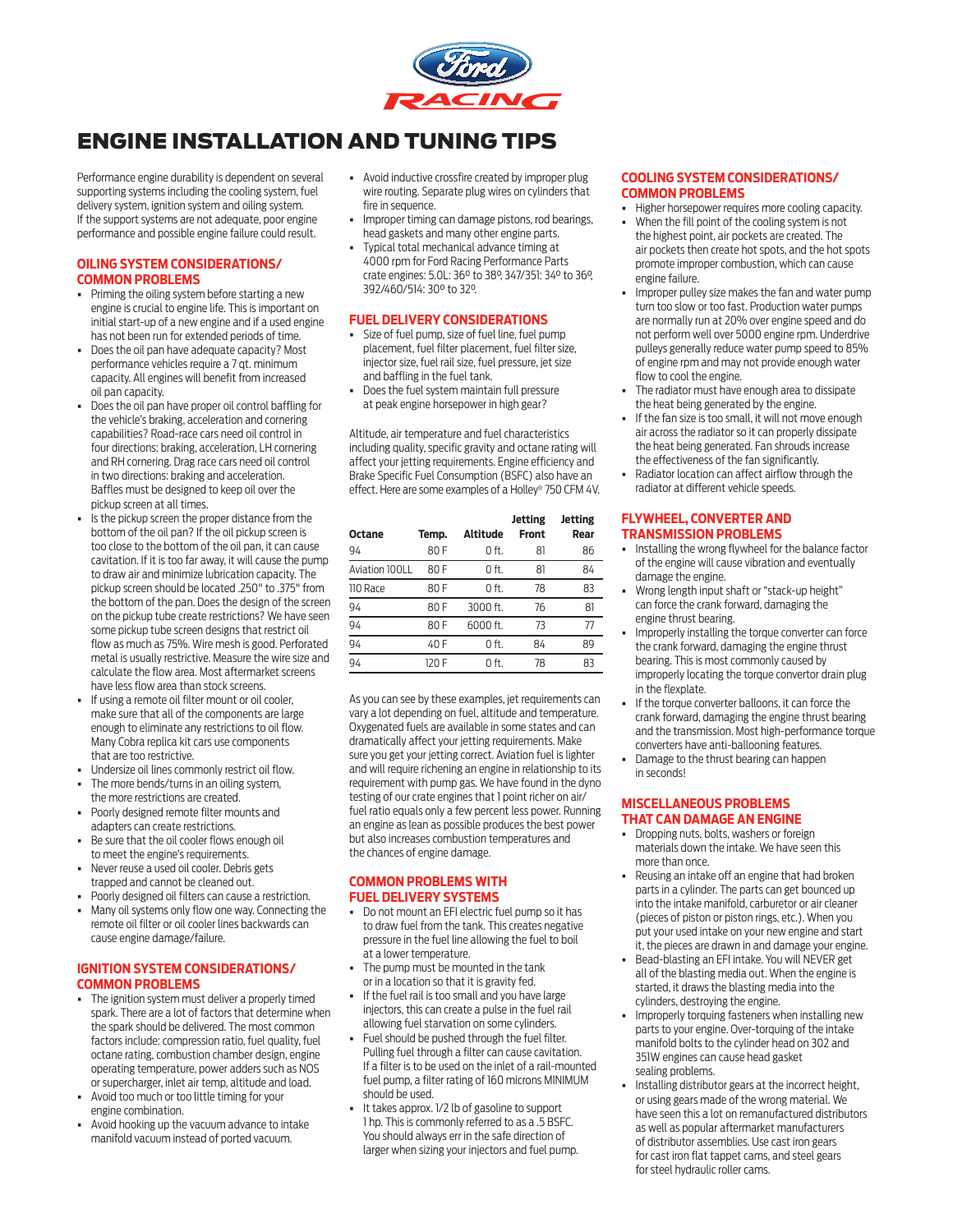# ENGINE INSTALLATION AND TUNING TIPS

Performance engine durability is dependent on several supporting systems including the cooling system, fuel delivery system, ignition system and oiling system. If the support systems are not adequate, poor engine performance and possible engine failure could result.

## OILING SYSTEM CONSIDERATIONS/ COMMON PROBLEMS

- Priming the oiling system before starting a new engine is crucial to engine life. This is important on initial start-up of a new engine and if a used engine has not been run for extended periods of time.
- Does the oil pan have adequate capacity? Most performance vehicles require a 7 qt. minimum capacity. All engines will benefit from increased oil pan capacity.
- Does the oil pan have proper oil control baffling for the vehicle's braking, acceleration and cornering capabilities? Road-race cars need oil control in four directions: braking, acceleration, LH cornering and RH cornering. Drag race cars need oil control in two directions: braking and acceleration. Baffles must be designed to keep oil over the pickup screen at all times.
- Is the pickup screen the proper distance from the bottom of the oil pan? If the oil pickup screen is too close to the bottom of the oil pan, it can cause cavitation. If it is too far away, it will cause the pump to draw air and minimize lubrication capacity. The pickup screen should be located .250" to .375" from the bottom of the pan. Does the design of the screen on the pickup tube create restrictions? We have seen some pickup tube screen designs that restrict oil flow as much as 75%. Wire mesh is good. Perforated metal is usually restrictive. Measure the wire size and calculate the flow area. Most aftermarket screens have less flow area than stock screens.
- If using a remote oil filter mount or oil cooler, make sure that all of the components are large enough to eliminate any restrictions to oil flow. Many Cobra replica kit cars use components that are too restrictive.
- Undersize oil lines commonly restrict oil flow.
- The more bends/turns in an oiling system, the more restrictions are created.
- Poorly designed remote filter mounts and adapters can create restrictions.
- Be sure that the oil cooler flows enough oil to meet the engine's requirements.
- Never reuse a used oil cooler. Debris gets trapped and cannot be cleaned out.
- Poorly designed oil filters can cause a restriction.
- Many oil systems only flow one way. Connecting the remote oil filter or oil cooler lines backwards can cause engine damage/failure.

## IGNITION SYSTEM CONSIDERATIONS/ COMMON PROBLEMS

- The ignition system must deliver a properly timed spark. There are a lot of factors that determine when the spark should be delivered. The most common factors include: compression ratio, fuel quality, fuel octane rating, combustion chamber design, engine operating temperature, power adders such as NOS or supercharger, inlet air temp, altitude and load.
- Avoid too much or too little timing for your engine combination.
- Avoid hooking up the vacuum advance to intake manifold vacuum instead of ported vacuum.
- Avoid inductive crossfire created by improper plug wire routing. Separate plug wires on cylinders that fire in sequence.
- Improper timing can damage pistons, rod bearings, head gaskets and many other engine parts.
- Typical total mechanical advance timing at 4000 rpm for Ford Racing Performance Parts crate engines: 5.0L: 36º to 38º, 347/351: 34º to 36º, 392/460/514: 30º to 32º.

## FUEL DELIVERY CONSIDERATIONS

- Size of fuel pump, size of fuel line, fuel pump placement, fuel filter placement, fuel filter size, injector size, fuel rail size, fuel pressure, jet size and baffling in the fuel tank.
- Does the fuel system maintain full pressure at peak engine horsepower in high gear?

Altitude, air temperature and fuel characteristics including quality, specific gravity and octane rating will affect your jetting requirements. Engine efficiency and Brake Specific Fuel Consumption (BSFC) also have an effect. Here are some examples of a Holley® 750 CFM 4V.

| Octane | Temp. | Altitude | Jetting Front | Jetting Rear |
|---|---|---|---|---|
| 94 | 80 F | 0 ft. | 81 | 86 |
| Aviation 100LL | 80 F | 0 ft. | 81 | 84 |
| 110 Race | 80 F | 0 ft. | 78 | 83 |
| 94 | 80 F | 3000 ft. | 76 | 81 |
| 94 | 80 F | 6000 ft. | 73 | 77 |
| 94 | 40 F | 0 ft. | 84 | 89 |
| 94 | 120 F | 0 ft. | 78 | 83 |

As you can see by these examples, jet requirements can vary a lot depending on fuel, altitude and temperature. Oxygenated fuels are available in some states and can dramatically affect your jetting requirements. Make sure you get your jetting correct. Aviation fuel is lighter and will require richening an engine in relationship to its requirement with pump gas. We have found in the dyno testing of our crate engines that 1 point richer on air/fuel ratio equals only 5 percent less power. Running an engine as lean as possible produces the best power but also increases combustion temperatures and the chances of engine damage.

## COMMON PROBLEMS WITH FUEL DELIVERY SYSTEMS

- Do not mount an EFI electric fuel pump so it has to draw fuel from the tank. This creates negative pressure in the fuel line allowing the fuel to boil at a lower temperature.
- The pump must be mounted in the tank or in a location so that it is gravity fed.
- If the fuel rail is too small and you have large injectors, this can create a pulse in the fuel rail allowing fuel starvation on some cylinders.
- Fuel should be pushed through the fuel filter. Pulling fuel through a filter can cause cavitation. If a filter is to be used on the inlet of a rail-mounted fuel pump, a filter rating of 160 microns MINIMUM should be used.
- It takes approx. 1/2 lb of gasoline to support 1 hp. This is commonly referred to as a .5 BSFC. You should always err in the safe direction of larger when sizing your injectors and fuel pump.

## COOLING SYSTEM CONSIDERATIONS/ COMMON PROBLEMS

- Higher horsepower requires more cooling capacity.
- When the fill point of the cooling system is not the highest point, air pockets are created. The air pockets then create hot spots, and the hot spots promote improper combustion, which can cause engine failure.
- Improper pulley size makes the fan and water pump turn too slow or too fast. Production water pumps are normally run at 20% over engine speed and do not perform well over 5000 engine rpm. Underdrive pulleys generally reduce water pump speed to 85% of engine rpm and may not provide enough water flow to cool the engine.
- The radiator must have enough area to dissipate the heat being generated by the engine.
- If the fan size is too small, it will not move enough air across the radiator so it can properly dissipate the heat being generated. Fan shrouds increase the effectiveness of the fan significantly.
- Radiator location can affect airflow through the radiator at different vehicle speeds.

## FLYWHEEL, CONVERTER AND TRANSMISSION PROBLEMS

- Installing the wrong flywheel for the balance factor of the engine will cause vibration and eventually damage the engine.
- Wrong length input shaft or "stack-up height" can force the crank forward, damaging the engine thrust bearing.
- Improperly installing the torque converter can force the crank forward, damaging the engine thrust bearing. This is most commonly caused by improperly locating the torque convertor drain plug in the flexplate.
- If the torque converter balloons, it can force the crank forward, damaging the engine thrust bearing and the transmission. Most high-performance torque converters have anti-ballooning features.
- Damage to the thrust bearing can happen in seconds!

## MISCELLANEOUS PROBLEMS THAT CAN DAMAGE AN ENGINE

- Dropping nuts, bolts, washers or foreign materials down the intake. We have seen this more than once.
- Reusing an intake off an engine that had broken parts in a cylinder. The parts can get bounced up into the intake manifold, carburetor or air cleaner (pieces of piston or piston rings, etc.). When you put your used intake on your new engine and start it, the pieces are drawn in and damage your engine.
- Bead-blasting an EFI intake. You will NEVER get all of the blasting media out. When the engine is started, it draws the blasting media into the cylinders, destroying the engine.
- Improperly torquing fasteners when installing new parts to your engine. Over-torquing of the intake manifold bolts to the cylinder head on 302 and 351W engines can cause head gasket sealing problems.
- Installing distributor gears at the incorrect height, or using gears made of the wrong material. We have seen this a lot on remanufactured distributors as well as popular aftermarket manufacturers of distributor assemblies. Use cast iron gears for cast iron flat tappet cams, and steel gears for steel hydraulic roller cams.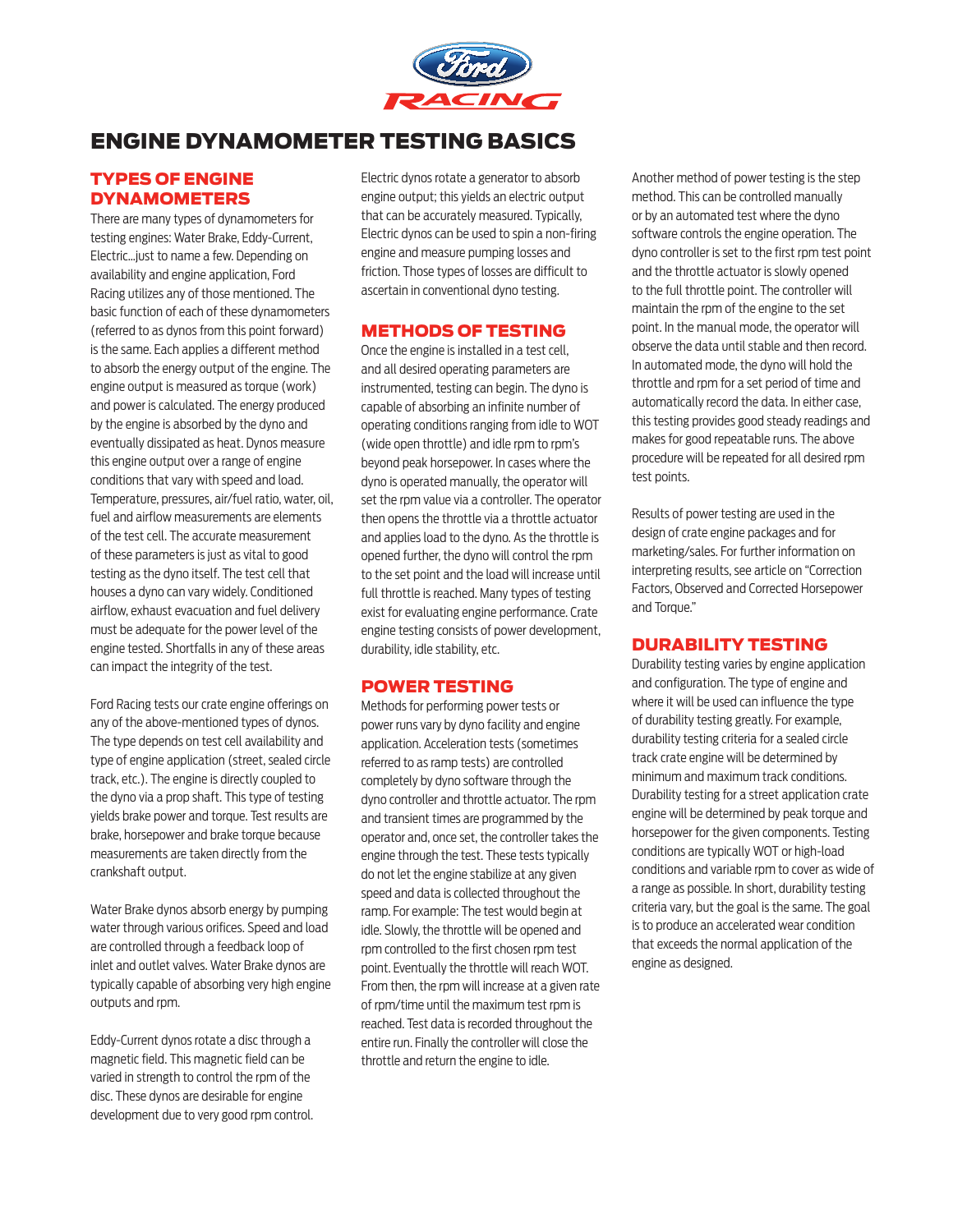# ENGINE DYNAMOMETER TESTING BASICS

## TYPES OF ENGINE DYNAMOMETERS

There are many types of dynamometers for testing engines: Water Brake, Eddy-Current, Electric…just to name a few. Depending on availability and engine application, Ford Racing utilizes any of those mentioned. The basic function of each of these dynamometers (referred to as dynos from this point forward) is the same. Each applies a different method to absorb the energy output of the engine. The engine output is measured as torque (work) and power is calculated. The energy produced by the engine is absorbed by the dyno and eventually dissipated as heat. Dynos measure this engine output over a range of engine conditions that vary with speed and load. Temperature, pressures, air/fuel ratio, water, oil, fuel and airflow measurements are elements of the test cell. The accurate measurement of these parameters is just as vital to good testing as the dyno itself. The test cell that houses a dyno can vary widely. Conditioned airflow, exhaust evacuation and fuel delivery must be adequate for the power level of the engine tested. Shortfalls in any of these areas can impact the integrity of the test.

Ford Racing tests our crate engine offerings on any of the above-mentioned types of dynos. The type depends on test cell availability and type of engine application (street, sealed circle track, etc.). The engine is directly coupled to the dyno via a prop shaft. This type of testing yields brake power and torque. Test results are brake, horsepower and brake torque because measurements are taken directly from the crankshaft output.

Water Brake dynos absorb energy by pumping water through various orifices. Speed and load are controlled through a feedback loop of inlet and outlet valves. Water Brake dynos are typically capable of absorbing very high engine outputs and rpm.

Eddy-Current dynos rotate a disc through a magnetic field. This magnetic field can be varied in strength to control the rpm of the disc. These dynos are desirable for engine development due to very good rpm control.

Electric dynos rotate a generator to absorb engine output; this yields an electric output that can be accurately measured. Typically, Electric dynos can be used to spin a non-firing engine and measure pumping losses and friction. Those types of losses are difficult to ascertain in conventional dyno testing.

## METHODS OF TESTING

Once the engine is installed in a test cell, and all desired operating parameters are instrumented, testing can begin. The dyno is capable of absorbing an infinite number of operating conditions ranging from idle to WOT (wide open throttle) and idle rpm to rpm's beyond peak horsepower. In cases where the dyno is operated manually, the operator will set the rpm value via a controller. The operator then opens the throttle via a throttle actuator and applies load to the dyno. As the throttle is opened further, the dyno will control the rpm to the set point and the load will increase until full throttle is reached. Many types of testing exist for evaluating engine performance. Crate engine testing consists of power development, durability, idle stability, etc.

## POWER TESTING

Methods for performing power tests or power runs vary by dyno facility and engine application. Acceleration tests (sometimes referred to as ramp tests) are controlled completely by dyno software through the dyno controller and throttle actuator. The rpm and transient times are programmed by the operator and, once set, the controller takes the engine through the test. These tests typically do not let the engine stabilize at any given speed and data is collected throughout the ramp. For example: The test would begin at idle. Slowly, the throttle will be opened and rpm controlled to the first chosen rpm test point. Eventually the throttle will reach WOT. From then, the rpm will increase at a given rate of rpm/time until the maximum test rpm is reached. Test data is recorded throughout the entire run. Finally the controller will close the throttle and return the engine to idle.

Another method of power testing is the step method. This can be controlled manually or by an automated test where the dyno software controls the engine operation. The dyno controller is set to the first rpm test point and the throttle actuator is slowly opened to the full throttle point. The controller will maintain the rpm of the engine to the set point. In the manual mode, the operator will observe the data until stable and then record. In automated mode, the dyno will hold the throttle and rpm for a set period of time and automatically record the data. In either case, this testing provides good steady readings and makes for good repeatable runs. The above procedure will be repeated for all desired rpm test points.

Results of power testing are used in the design of crate engine packages and for marketing/sales. For further information on interpreting results, see article on "Correction Factors, Observed and Corrected Horsepower and Torque."

## DURABILITY TESTING

Durability testing varies by engine application and configuration. The type of engine and where it will be used can influence the type of durability testing greatly. For example, durability testing criteria for a sealed circle track crate engine will be determined by minimum and maximum track conditions. Durability testing for a street application crate engine will be determined by peak torque and horsepower for the given components. Testing conditions are typically WOT or high-load conditions and variable rpm to cover as wide of a range as possible. In short, durability testing criteria vary, but the goal is the same. The goal is to produce an accelerated wear condition that exceeds the normal application of the engine as designed.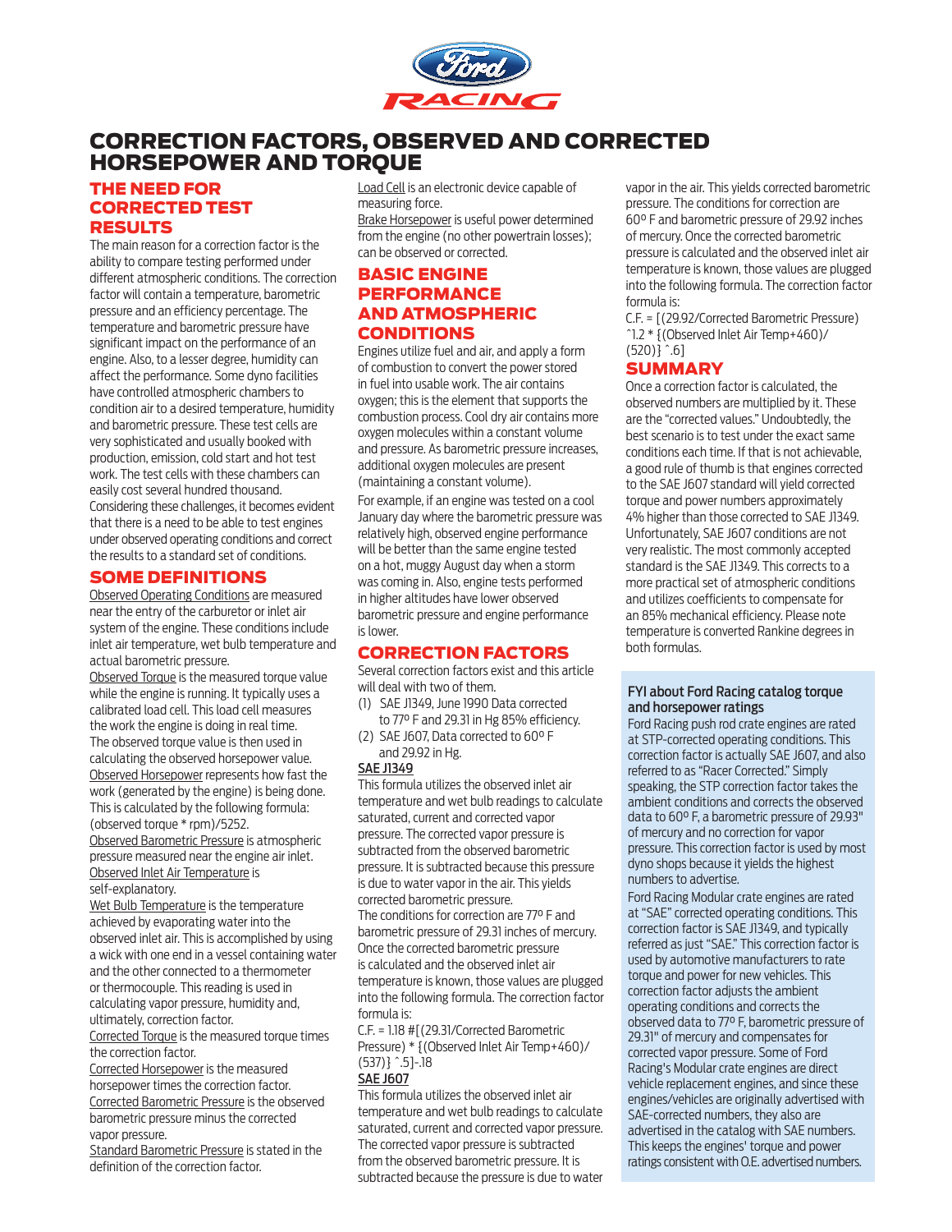# CORRECTION FACTORS, OBSERVED AND CORRECTED HORSEPOWER AND TORQUE

## THE NEED FOR CORRECTED TEST RESULTS

The main reason for a correction factor is the ability to compare testing performed under different atmospheric conditions. The correction factor will contain a temperature, barometric pressure and an efficiency percentage. The temperature and barometric pressure have significant impact on the performance of an engine. Also, to a lesser degree, humidity can affect the performance. Some dyno facilities have controlled atmospheric chambers to condition air to a desired temperature, humidity and barometric pressure. These test cells are very sophisticated and usually booked with production, emission, cold start and hot test work. The test cells with these chambers can easily cost several hundred thousand. Considering these challenges, it becomes evident that there is a need to be able to test engines under observed operating conditions and correct the results to a standard set of conditions.

## SOME DEFINITIONS

Observed Operating Conditions are measured near the entry of the carburetor or inlet air system of the engine. These conditions include inlet air temperature, wet bulb temperature and actual barometric pressure.

Observed Torque is the measured torque value while the engine is running. It typically uses a calibrated load cell. This load cell measures the work the engine is doing in real time. The observed torque value is then used in calculating the observed horsepower value.

Observed Horsepower represents how fast the work (generated by the engine) is being done. This is calculated by the following formula: (observed torque * rpm)/5252.

Observed Barometric Pressure is atmospheric pressure measured near the engine air inlet.

Observed Inlet Air Temperature is self-explanatory.

Wet Bulb Temperature is the temperature achieved by evaporating water into the observed inlet air. This is accomplished by using a wick with one end in a vessel containing water and the other connected to a thermometer or thermocouple. This reading is used in calculating vapor pressure, humidity and, ultimately, correction factor.

Corrected Torque is the measured torque times the correction factor.

Corrected Horsepower is the measured horsepower times the correction factor.

Corrected Barometric Pressure is the observed barometric pressure minus the corrected vapor pressure.

Standard Barometric Pressure is stated in the definition of the correction factor.

Load Cell is an electronic device capable of measuring force.

Brake Horsepower is useful power determined from the engine (no other powertrain losses); can be observed or corrected.

## BASIC ENGINE PERFORMANCE AND ATMOSPHERIC CONDITIONS

Engines utilize fuel and air, and apply a form of combustion to convert the power stored in fuel into usable work. The air contains oxygen; this is the element that supports the combustion process. Cool dry air contains more oxygen molecules within a constant volume and pressure. As barometric pressure increases, additional oxygen molecules are present (maintaining a constant volume).

For example, if an engine was tested on a cool January day where the barometric pressure was relatively high, observed engine performance will be better than the same engine tested on a hot, muggy August day when a storm was coming in. Also, engine tests performed in higher altitudes have lower observed barometric pressure and engine performance is lower.

## CORRECTION FACTORS

Several correction factors exist and this article will deal with two of them.

(1) SAE J1349, June 1990 Data corrected to 77º F and 29.31 in Hg 85% efficiency.
(2) SAE J607, Data corrected to 60º F and 29.92 in Hg.

### SAE J1349

This formula utilizes the observed inlet air temperature and wet bulb readings to calculate saturated, current and corrected vapor pressure. The corrected vapor pressure is subtracted from the observed barometric pressure. It is subtracted because this pressure is due to water vapor in the air. This yields corrected barometric pressure.

The conditions for correction are 77º F and barometric pressure of 29.31 inches of mercury. Once the corrected barometric pressure is calculated and the observed inlet air temperature is known, those values are plugged into the following formula. The correction factor formula is:

C.F. = 1.18 #[(29.31/Corrected Barometric Pressure) * {(Observed Inlet Air Temp+460)/(537)} ^.5]-.18

### SAE J607

This formula utilizes the observed inlet air temperature and wet bulb readings to calculate saturated, current and corrected vapor pressure. The corrected vapor pressure is subtracted from the observed barometric pressure. It is subtracted because the pressure is due to water vapor in the air. This yields corrected barometric pressure. The conditions for correction are 60º F and barometric pressure of 29.92 inches of mercury. Once the corrected barometric pressure is calculated and the observed inlet air temperature is known, those values are plugged into the following formula. The correction factor formula is:

C.F. = [(29.92/Corrected Barometric Pressure) ^1.2 * {(Observed Inlet Air Temp+460)/(520)} ^.6]

## SUMMARY

Once a correction factor is calculated, the observed numbers are multiplied by it. These are the "corrected values." Undoubtedly, the best scenario is to test under the exact same conditions each time. If that is not achievable, a good rule of thumb is that engines corrected to the SAE J607 standard will yield corrected torque and power numbers approximately 4% higher than those corrected to SAE J1349. Unfortunately, SAE J607 conditions are not very realistic. The most commonly accepted standard is the SAE J1349. This corrects to a more practical set of atmospheric conditions and utilizes coefficients to compensate for an 85% mechanical efficiency. Please note temperature is converted Rankine degrees in both formulas.

### FYI about Ford Racing catalog torque and horsepower ratings

Ford Racing push rod crate engines are rated at STP-corrected operating conditions. This correction factor is actually SAE J607, and also referred to as "Racer Corrected." Simply speaking, the STP correction factor takes the ambient conditions and corrects the observed data to 60º F, a barometric pressure of 29.93" of mercury and no correction for vapor pressure. This correction factor is used by most dyno shops because it yields the highest numbers to advertise.

Ford Racing Modular crate engines are rated at "SAE" corrected operating conditions. This correction factor is SAE J1349, and typically referred as just "SAE." This correction factor is used by automotive manufacturers to rate torque and power for new vehicles. This correction factor adjusts the ambient operating conditions and corrects the observed data to 77º F, barometric pressure of 29.31" of mercury and compensates for corrected vapor pressure. Some of Ford Racing's Modular crate engines are direct vehicle replacement engines, and since these engines/vehicles are originally advertised with SAE-corrected numbers, they also are advertised in the catalog with SAE numbers. This keeps the engines' torque and power ratings consistent with O.E. advertised numbers.